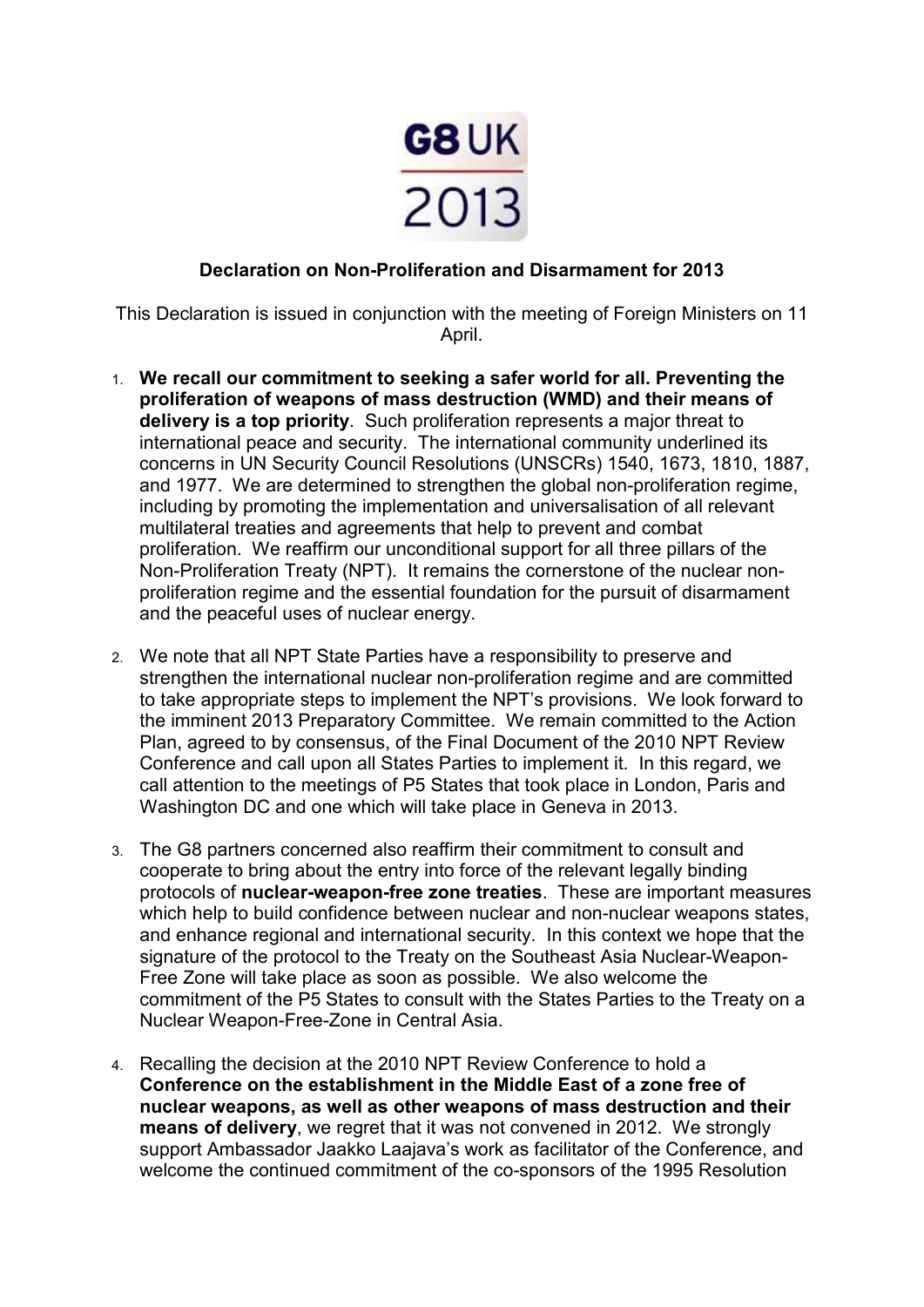G8 UK 2013

**Declaration on Non-Proliferation and Disarmament for 2013**

This Declaration is issued in conjunction with the meeting of Foreign Ministers on 11 April.

1. **We recall our commitment to seeking a safer world for all. Preventing the proliferation of weapons of mass destruction (WMD) and their means of delivery is a top priority**. Such proliferation represents a major threat to international peace and security. The international community underlined its concerns in UN Security Council Resolutions (UNSCRs) 1540, 1673, 1810, 1887, and 1977. We are determined to strengthen the global non-proliferation regime, including by promoting the implementation and universalisation of all relevant multilateral treaties and agreements that help to prevent and combat proliferation. We reaffirm our unconditional support for all three pillars of the Non-Proliferation Treaty (NPT). It remains the cornerstone of the nuclear non-proliferation regime and the essential foundation for the pursuit of disarmament and the peaceful uses of nuclear energy.

2. We note that all NPT State Parties have a responsibility to preserve and strengthen the international nuclear non-proliferation regime and are committed to take appropriate steps to implement the NPT's provisions. We look forward to the imminent 2013 Preparatory Committee. We remain committed to the Action Plan, agreed to by consensus, of the Final Document of the 2010 NPT Review Conference and call upon all States Parties to implement it. In this regard, we call attention to the meetings of P5 States that took place in London, Paris and Washington DC and one which will take place in Geneva in 2013.

3. The G8 partners concerned also reaffirm their commitment to consult and cooperate to bring about the entry into force of the relevant legally binding protocols of **nuclear-weapon-free zone treaties**. These are important measures which help to build confidence between nuclear and non-nuclear weapons states, and enhance regional and international security. In this context we hope that the signature of the protocol to the Treaty on the Southeast Asia Nuclear-Weapon-Free Zone will take place as soon as possible. We also welcome the commitment of the P5 States to consult with the States Parties to the Treaty on a Nuclear Weapon-Free-Zone in Central Asia.

4. Recalling the decision at the 2010 NPT Review Conference to hold a **Conference on the establishment in the Middle East of a zone free of nuclear weapons, as well as other weapons of mass destruction and their means of delivery**, we regret that it was not convened in 2012. We strongly support Ambassador Jaakko Laajava's work as facilitator of the Conference, and welcome the continued commitment of the co-sponsors of the 1995 Resolution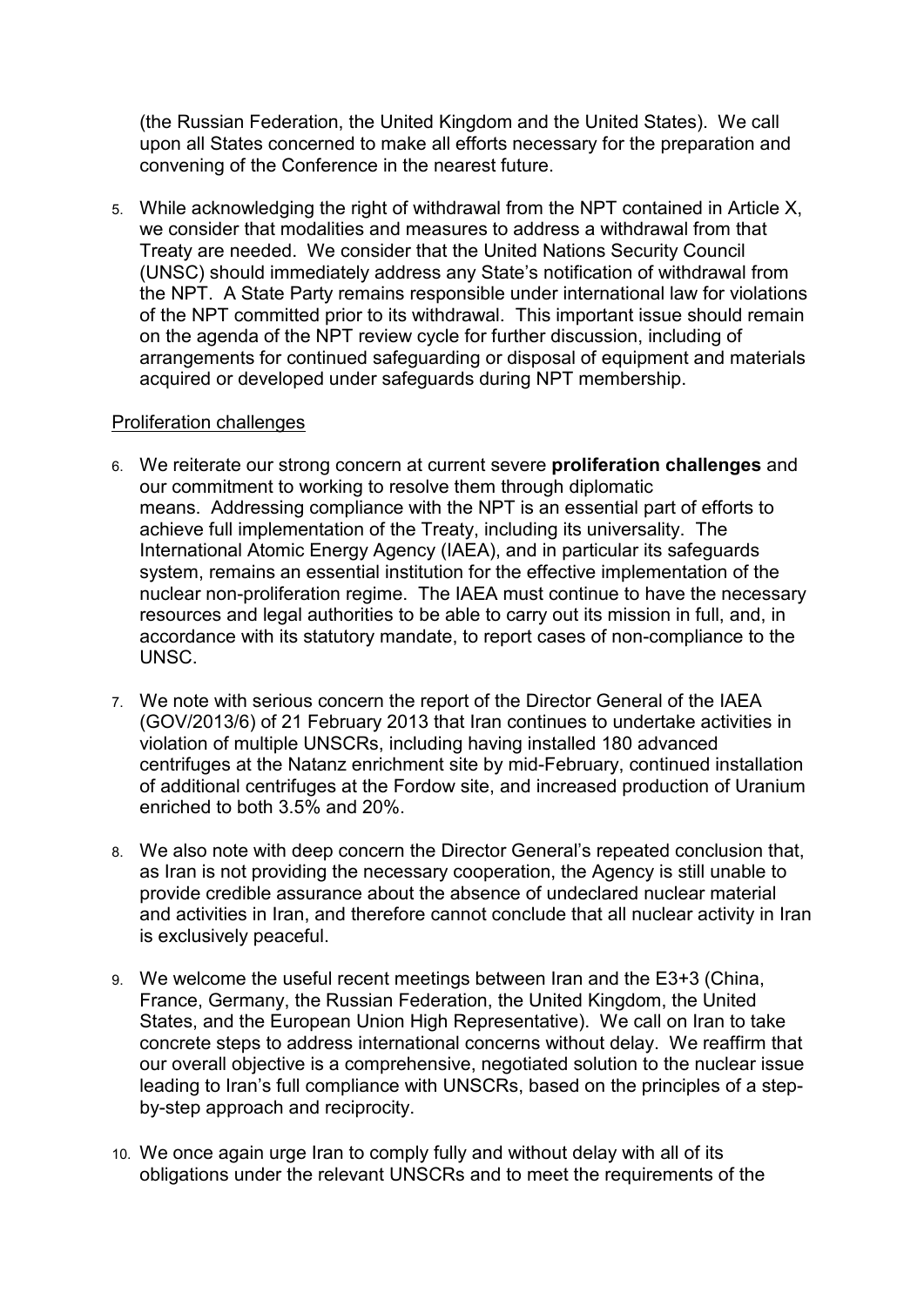(the Russian Federation, the United Kingdom and the United States). We call upon all States concerned to make all efforts necessary for the preparation and convening of the Conference in the nearest future.

5. While acknowledging the right of withdrawal from the NPT contained in Article X, we consider that modalities and measures to address a withdrawal from that Treaty are needed. We consider that the United Nations Security Council (UNSC) should immediately address any State's notification of withdrawal from the NPT. A State Party remains responsible under international law for violations of the NPT committed prior to its withdrawal. This important issue should remain on the agenda of the NPT review cycle for further discussion, including of arrangements for continued safeguarding or disposal of equipment and materials acquired or developed under safeguards during NPT membership.

## Proliferation challenges

6. We reiterate our strong concern at current severe **proliferation challenges** and our commitment to working to resolve them through diplomatic means. Addressing compliance with the NPT is an essential part of efforts to achieve full implementation of the Treaty, including its universality. The International Atomic Energy Agency (IAEA), and in particular its safeguards system, remains an essential institution for the effective implementation of the nuclear non-proliferation regime. The IAEA must continue to have the necessary resources and legal authorities to be able to carry out its mission in full, and, in accordance with its statutory mandate, to report cases of non-compliance to the UNSC.

7. We note with serious concern the report of the Director General of the IAEA (GOV/2013/6) of 21 February 2013 that Iran continues to undertake activities in violation of multiple UNSCRs, including having installed 180 advanced centrifuges at the Natanz enrichment site by mid-February, continued installation of additional centrifuges at the Fordow site, and increased production of Uranium enriched to both 3.5% and 20%.

8. We also note with deep concern the Director General's repeated conclusion that, as Iran is not providing the necessary cooperation, the Agency is still unable to provide credible assurance about the absence of undeclared nuclear material and activities in Iran, and therefore cannot conclude that all nuclear activity in Iran is exclusively peaceful.

9. We welcome the useful recent meetings between Iran and the E3+3 (China, France, Germany, the Russian Federation, the United Kingdom, the United States, and the European Union High Representative). We call on Iran to take concrete steps to address international concerns without delay. We reaffirm that our overall objective is a comprehensive, negotiated solution to the nuclear issue leading to Iran's full compliance with UNSCRs, based on the principles of a step-by-step approach and reciprocity.

10. We once again urge Iran to comply fully and without delay with all of its obligations under the relevant UNSCRs and to meet the requirements of the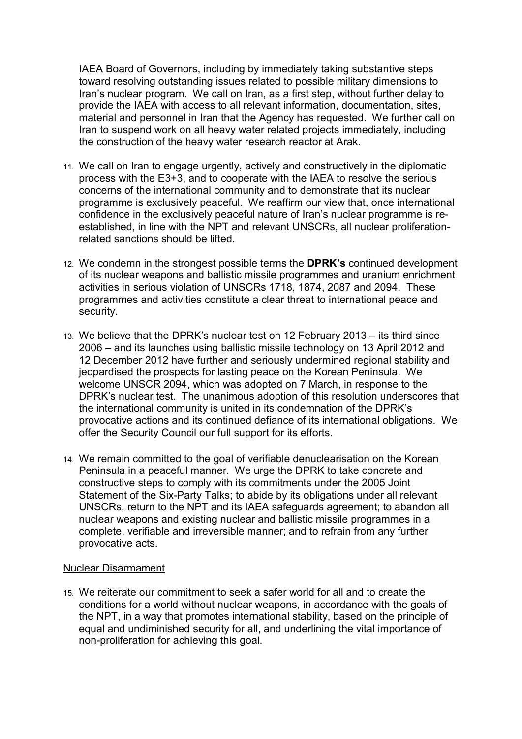IAEA Board of Governors, including by immediately taking substantive steps toward resolving outstanding issues related to possible military dimensions to Iran's nuclear program. We call on Iran, as a first step, without further delay to provide the IAEA with access to all relevant information, documentation, sites, material and personnel in Iran that the Agency has requested. We further call on Iran to suspend work on all heavy water related projects immediately, including the construction of the heavy water research reactor at Arak.

11. We call on Iran to engage urgently, actively and constructively in the diplomatic process with the E3+3, and to cooperate with the IAEA to resolve the serious concerns of the international community and to demonstrate that its nuclear programme is exclusively peaceful. We reaffirm our view that, once international confidence in the exclusively peaceful nature of Iran's nuclear programme is re-established, in line with the NPT and relevant UNSCRs, all nuclear proliferation-related sanctions should be lifted.

12. We condemn in the strongest possible terms the **DPRK's** continued development of its nuclear weapons and ballistic missile programmes and uranium enrichment activities in serious violation of UNSCRs 1718, 1874, 2087 and 2094. These programmes and activities constitute a clear threat to international peace and security.

13. We believe that the DPRK's nuclear test on 12 February 2013 – its third since 2006 – and its launches using ballistic missile technology on 13 April 2012 and 12 December 2012 have further and seriously undermined regional stability and jeopardised the prospects for lasting peace on the Korean Peninsula. We welcome UNSCR 2094, which was adopted on 7 March, in response to the DPRK's nuclear test. The unanimous adoption of this resolution underscores that the international community is united in its condemnation of the DPRK's provocative actions and its continued defiance of its international obligations. We offer the Security Council our full support for its efforts.

14. We remain committed to the goal of verifiable denuclearisation on the Korean Peninsula in a peaceful manner. We urge the DPRK to take concrete and constructive steps to comply with its commitments under the 2005 Joint Statement of the Six-Party Talks; to abide by its obligations under all relevant UNSCRs, return to the NPT and its IAEA safeguards agreement; to abandon all nuclear weapons and existing nuclear and ballistic missile programmes in a complete, verifiable and irreversible manner; and to refrain from any further provocative acts.

## Nuclear Disarmament

15. We reiterate our commitment to seek a safer world for all and to create the conditions for a world without nuclear weapons, in accordance with the goals of the NPT, in a way that promotes international stability, based on the principle of equal and undiminished security for all, and underlining the vital importance of non-proliferation for achieving this goal.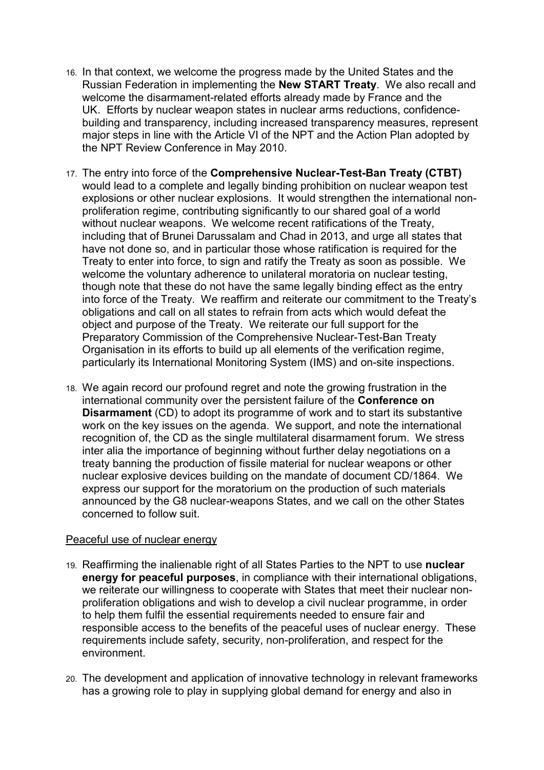16. In that context, we welcome the progress made by the United States and the Russian Federation in implementing the **New START Treaty**. We also recall and welcome the disarmament-related efforts already made by France and the UK. Efforts by nuclear weapon states in nuclear arms reductions, confidence-building and transparency, including increased transparency measures, represent major steps in line with the Article VI of the NPT and the Action Plan adopted by the NPT Review Conference in May 2010.

17. The entry into force of the **Comprehensive Nuclear-Test-Ban Treaty (CTBT)** would lead to a complete and legally binding prohibition on nuclear weapon test explosions or other nuclear explosions. It would strengthen the international non-proliferation regime, contributing significantly to our shared goal of a world without nuclear weapons. We welcome recent ratifications of the Treaty, including that of Brunei Darussalam and Chad in 2013, and urge all states that have not done so, and in particular those whose ratification is required for the Treaty to enter into force, to sign and ratify the Treaty as soon as possible. We welcome the voluntary adherence to unilateral moratoria on nuclear testing, though note that these do not have the same legally binding effect as the entry into force of the Treaty. We reaffirm and reiterate our commitment to the Treaty's obligations and call on all states to refrain from acts which would defeat the object and purpose of the Treaty. We reiterate our full support for the Preparatory Commission of the Comprehensive Nuclear-Test-Ban Treaty Organisation in its efforts to build up all elements of the verification regime, particularly its International Monitoring System (IMS) and on-site inspections.

18. We again record our profound regret and note the growing frustration in the international community over the persistent failure of the **Conference on Disarmament** (CD) to adopt its programme of work and to start its substantive work on the key issues on the agenda. We support, and note the international recognition of, the CD as the single multilateral disarmament forum. We stress inter alia the importance of beginning without further delay negotiations on a treaty banning the production of fissile material for nuclear weapons or other nuclear explosive devices building on the mandate of document CD/1864. We express our support for the moratorium on the production of such materials announced by the G8 nuclear-weapons States, and we call on the other States concerned to follow suit.

<u>Peaceful use of nuclear energy</u>

19. Reaffirming the inalienable right of all States Parties to the NPT to use **nuclear energy for peaceful purposes**, in compliance with their international obligations, we reiterate our willingness to cooperate with States that meet their nuclear non-proliferation obligations and wish to develop a civil nuclear programme, in order to help them fulfil the essential requirements needed to ensure fair and responsible access to the benefits of the peaceful uses of nuclear energy. These requirements include safety, security, non-proliferation, and respect for the environment.

20. The development and application of innovative technology in relevant frameworks has a growing role to play in supplying global demand for energy and also in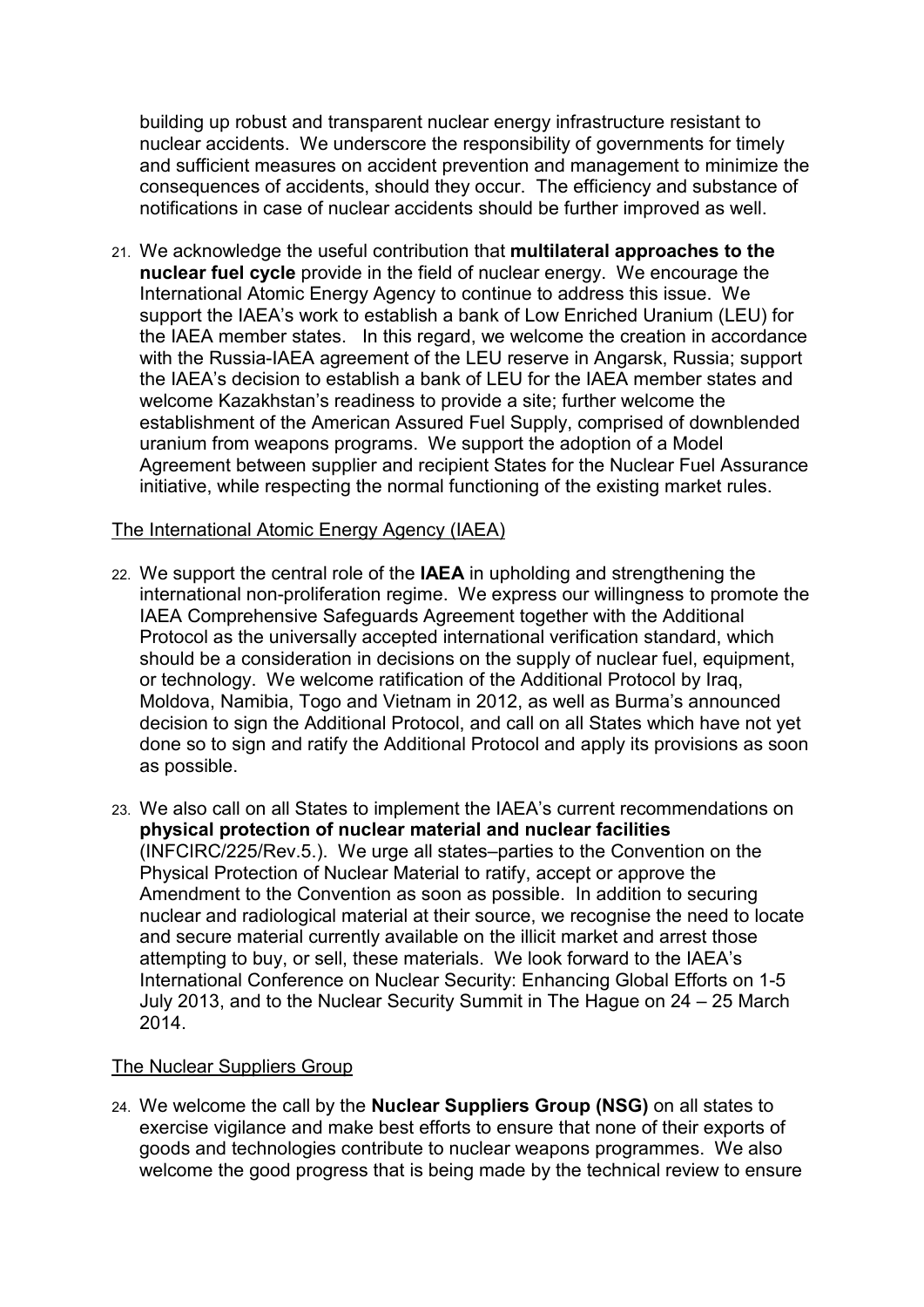building up robust and transparent nuclear energy infrastructure resistant to nuclear accidents. We underscore the responsibility of governments for timely and sufficient measures on accident prevention and management to minimize the consequences of accidents, should they occur. The efficiency and substance of notifications in case of nuclear accidents should be further improved as well.

21. We acknowledge the useful contribution that **multilateral approaches to the nuclear fuel cycle** provide in the field of nuclear energy. We encourage the International Atomic Energy Agency to continue to address this issue. We support the IAEA's work to establish a bank of Low Enriched Uranium (LEU) for the IAEA member states. In this regard, we welcome the creation in accordance with the Russia-IAEA agreement of the LEU reserve in Angarsk, Russia; support the IAEA's decision to establish a bank of LEU for the IAEA member states and welcome Kazakhstan's readiness to provide a site; further welcome the establishment of the American Assured Fuel Supply, comprised of downblended uranium from weapons programs. We support the adoption of a Model Agreement between supplier and recipient States for the Nuclear Fuel Assurance initiative, while respecting the normal functioning of the existing market rules.

<u>The International Atomic Energy Agency (IAEA)</u>

22. We support the central role of the **IAEA** in upholding and strengthening the international non-proliferation regime. We express our willingness to promote the IAEA Comprehensive Safeguards Agreement together with the Additional Protocol as the universally accepted international verification standard, which should be a consideration in decisions on the supply of nuclear fuel, equipment, or technology. We welcome ratification of the Additional Protocol by Iraq, Moldova, Namibia, Togo and Vietnam in 2012, as well as Burma's announced decision to sign the Additional Protocol, and call on all States which have not yet done so to sign and ratify the Additional Protocol and apply its provisions as soon as possible.

23. We also call on all States to implement the IAEA's current recommendations on **physical protection of nuclear material and nuclear facilities** (INFCIRC/225/Rev.5.). We urge all states–parties to the Convention on the Physical Protection of Nuclear Material to ratify, accept or approve the Amendment to the Convention as soon as possible. In addition to securing nuclear and radiological material at their source, we recognise the need to locate and secure material currently available on the illicit market and arrest those attempting to buy, or sell, these materials. We look forward to the IAEA's International Conference on Nuclear Security: Enhancing Global Efforts on 1-5 July 2013, and to the Nuclear Security Summit in The Hague on 24 – 25 March 2014.

<u>The Nuclear Suppliers Group</u>

24. We welcome the call by the **Nuclear Suppliers Group (NSG)** on all states to exercise vigilance and make best efforts to ensure that none of their exports of goods and technologies contribute to nuclear weapons programmes. We also welcome the good progress that is being made by the technical review to ensure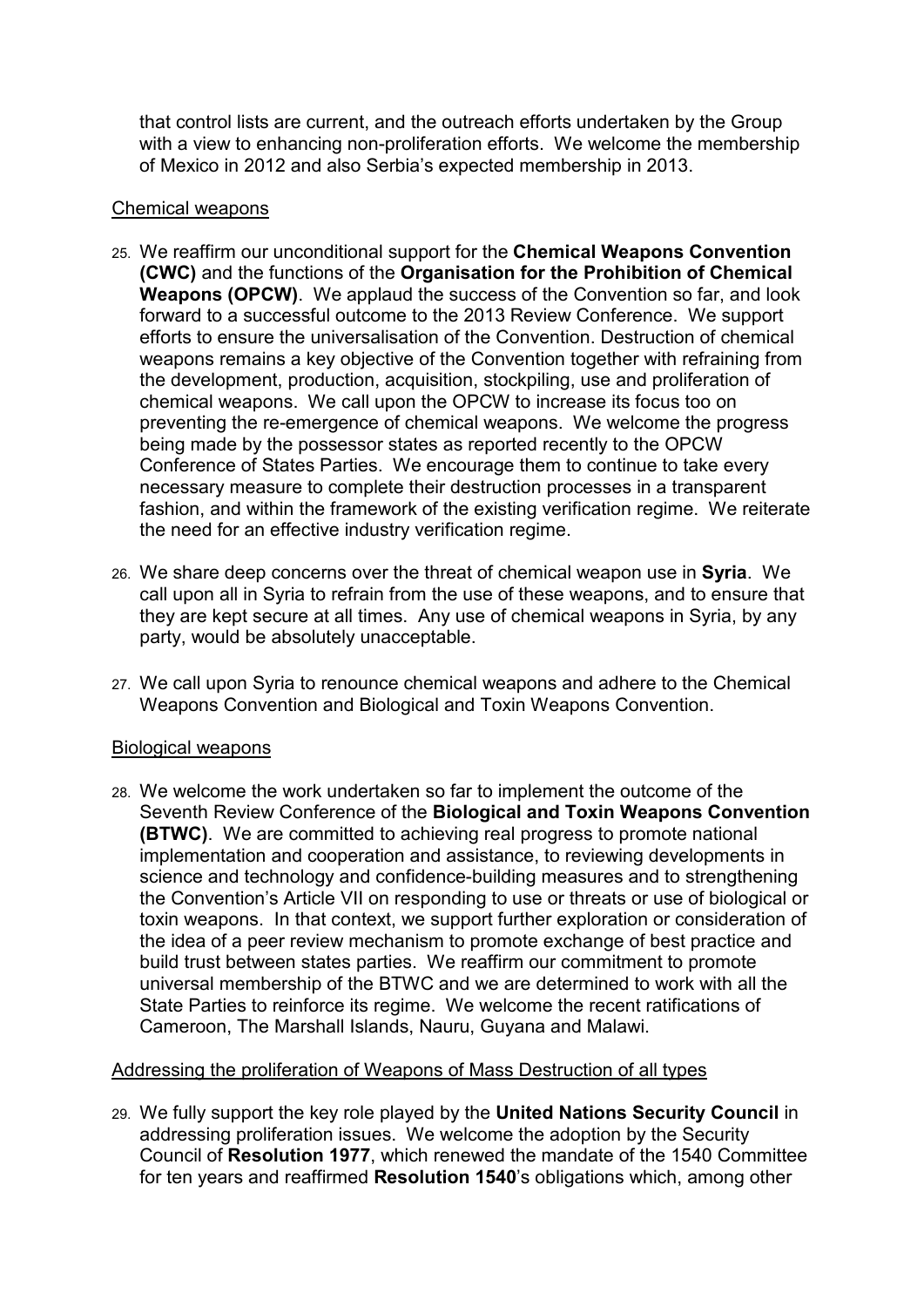that control lists are current, and the outreach efforts undertaken by the Group with a view to enhancing non-proliferation efforts. We welcome the membership of Mexico in 2012 and also Serbia's expected membership in 2013.

## Chemical weapons

25. We reaffirm our unconditional support for the **Chemical Weapons Convention (CWC)** and the functions of the **Organisation for the Prohibition of Chemical Weapons (OPCW)**. We applaud the success of the Convention so far, and look forward to a successful outcome to the 2013 Review Conference. We support efforts to ensure the universalisation of the Convention. Destruction of chemical weapons remains a key objective of the Convention together with refraining from the development, production, acquisition, stockpiling, use and proliferation of chemical weapons. We call upon the OPCW to increase its focus too on preventing the re-emergence of chemical weapons. We welcome the progress being made by the possessor states as reported recently to the OPCW Conference of States Parties. We encourage them to continue to take every necessary measure to complete their destruction processes in a transparent fashion, and within the framework of the existing verification regime. We reiterate the need for an effective industry verification regime.

26. We share deep concerns over the threat of chemical weapon use in **Syria**. We call upon all in Syria to refrain from the use of these weapons, and to ensure that they are kept secure at all times. Any use of chemical weapons in Syria, by any party, would be absolutely unacceptable.

27. We call upon Syria to renounce chemical weapons and adhere to the Chemical Weapons Convention and Biological and Toxin Weapons Convention.

## Biological weapons

28. We welcome the work undertaken so far to implement the outcome of the Seventh Review Conference of the **Biological and Toxin Weapons Convention (BTWC)**. We are committed to achieving real progress to promote national implementation and cooperation and assistance, to reviewing developments in science and technology and confidence-building measures and to strengthening the Convention's Article VII on responding to use or threats or use of biological or toxin weapons. In that context, we support further exploration or consideration of the idea of a peer review mechanism to promote exchange of best practice and build trust between states parties. We reaffirm our commitment to promote universal membership of the BTWC and we are determined to work with all the State Parties to reinforce its regime. We welcome the recent ratifications of Cameroon, The Marshall Islands, Nauru, Guyana and Malawi.

## Addressing the proliferation of Weapons of Mass Destruction of all types

29. We fully support the key role played by the **United Nations Security Council** in addressing proliferation issues. We welcome the adoption by the Security Council of **Resolution 1977**, which renewed the mandate of the 1540 Committee for ten years and reaffirmed **Resolution 1540**'s obligations which, among other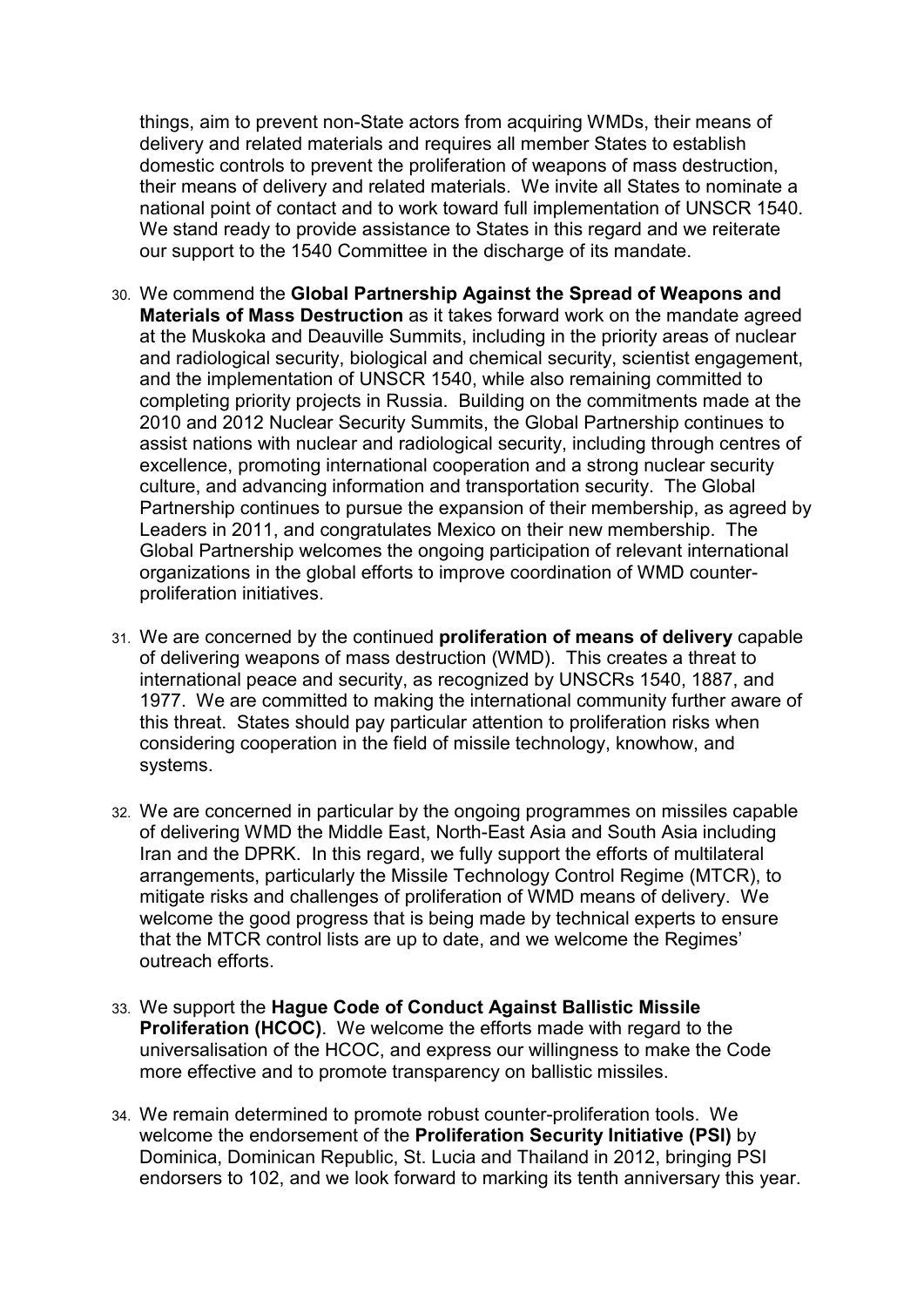things, aim to prevent non-State actors from acquiring WMDs, their means of delivery and related materials and requires all member States to establish domestic controls to prevent the proliferation of weapons of mass destruction, their means of delivery and related materials. We invite all States to nominate a national point of contact and to work toward full implementation of UNSCR 1540. We stand ready to provide assistance to States in this regard and we reiterate our support to the 1540 Committee in the discharge of its mandate.

30. We commend the **Global Partnership Against the Spread of Weapons and Materials of Mass Destruction** as it takes forward work on the mandate agreed at the Muskoka and Deauville Summits, including in the priority areas of nuclear and radiological security, biological and chemical security, scientist engagement, and the implementation of UNSCR 1540, while also remaining committed to completing priority projects in Russia. Building on the commitments made at the 2010 and 2012 Nuclear Security Summits, the Global Partnership continues to assist nations with nuclear and radiological security, including through centres of excellence, promoting international cooperation and a strong nuclear security culture, and advancing information and transportation security. The Global Partnership continues to pursue the expansion of their membership, as agreed by Leaders in 2011, and congratulates Mexico on their new membership. The Global Partnership welcomes the ongoing participation of relevant international organizations in the global efforts to improve coordination of WMD counter-proliferation initiatives.

31. We are concerned by the continued **proliferation of means of delivery** capable of delivering weapons of mass destruction (WMD). This creates a threat to international peace and security, as recognized by UNSCRs 1540, 1887, and 1977. We are committed to making the international community further aware of this threat. States should pay particular attention to proliferation risks when considering cooperation in the field of missile technology, knowhow, and systems.

32. We are concerned in particular by the ongoing programmes on missiles capable of delivering WMD the Middle East, North-East Asia and South Asia including Iran and the DPRK. In this regard, we fully support the efforts of multilateral arrangements, particularly the Missile Technology Control Regime (MTCR), to mitigate risks and challenges of proliferation of WMD means of delivery. We welcome the good progress that is being made by technical experts to ensure that the MTCR control lists are up to date, and we welcome the Regimes' outreach efforts.

33. We support the **Hague Code of Conduct Against Ballistic Missile Proliferation (HCOC)**. We welcome the efforts made with regard to the universalisation of the HCOC, and express our willingness to make the Code more effective and to promote transparency on ballistic missiles.

34. We remain determined to promote robust counter-proliferation tools. We welcome the endorsement of the **Proliferation Security Initiative (PSI)** by Dominica, Dominican Republic, St. Lucia and Thailand in 2012, bringing PSI endorsers to 102, and we look forward to marking its tenth anniversary this year.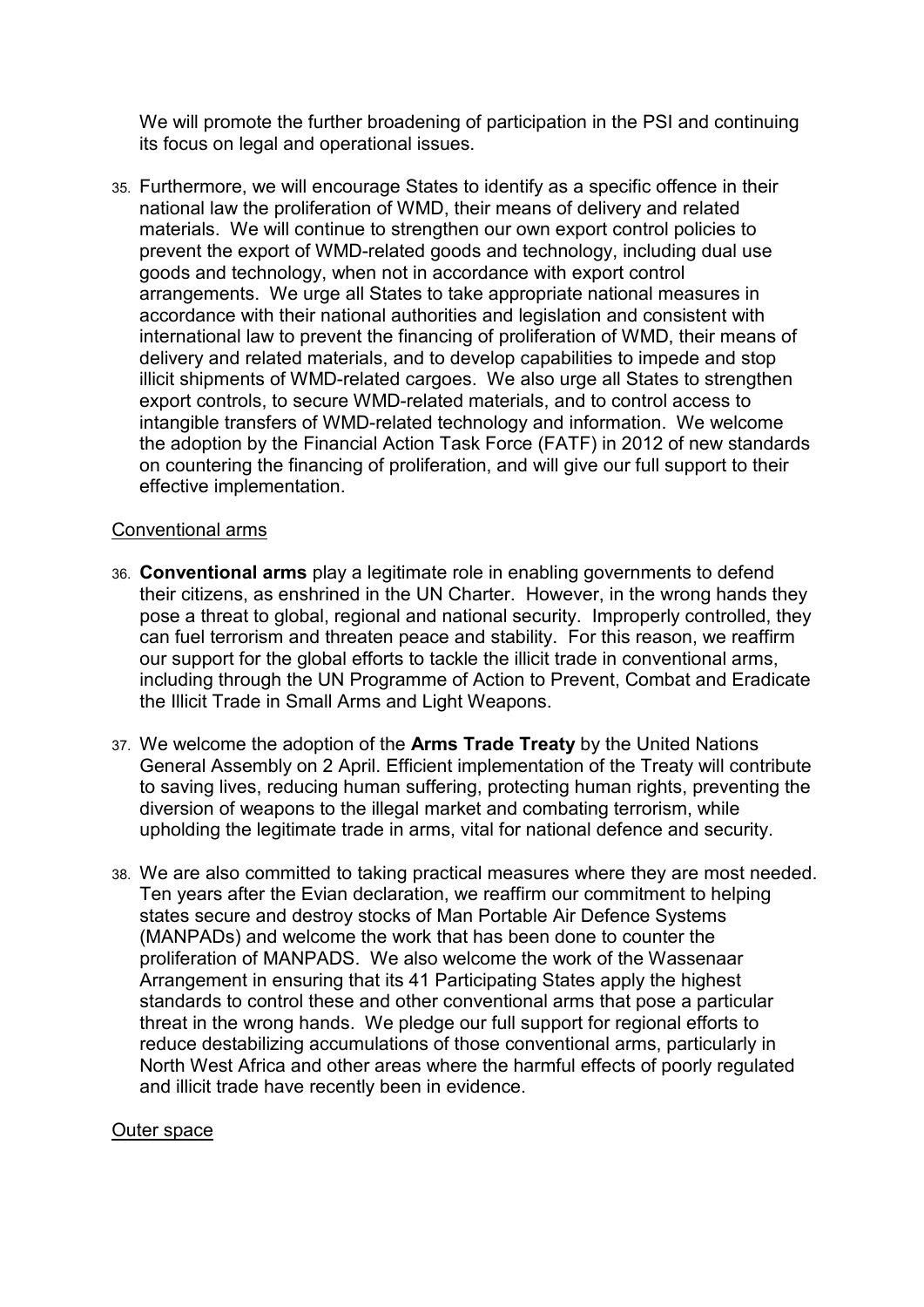We will promote the further broadening of participation in the PSI and continuing its focus on legal and operational issues.

35. Furthermore, we will encourage States to identify as a specific offence in their national law the proliferation of WMD, their means of delivery and related materials. We will continue to strengthen our own export control policies to prevent the export of WMD-related goods and technology, including dual use goods and technology, when not in accordance with export control arrangements. We urge all States to take appropriate national measures in accordance with their national authorities and legislation and consistent with international law to prevent the financing of proliferation of WMD, their means of delivery and related materials, and to develop capabilities to impede and stop illicit shipments of WMD-related cargoes. We also urge all States to strengthen export controls, to secure WMD-related materials, and to control access to intangible transfers of WMD-related technology and information. We welcome the adoption by the Financial Action Task Force (FATF) in 2012 of new standards on countering the financing of proliferation, and will give our full support to their effective implementation.

<u>Conventional arms</u>

36. **Conventional arms** play a legitimate role in enabling governments to defend their citizens, as enshrined in the UN Charter. However, in the wrong hands they pose a threat to global, regional and national security. Improperly controlled, they can fuel terrorism and threaten peace and stability. For this reason, we reaffirm our support for the global efforts to tackle the illicit trade in conventional arms, including through the UN Programme of Action to Prevent, Combat and Eradicate the Illicit Trade in Small Arms and Light Weapons.

37. We welcome the adoption of the **Arms Trade Treaty** by the United Nations General Assembly on 2 April. Efficient implementation of the Treaty will contribute to saving lives, reducing human suffering, protecting human rights, preventing the diversion of weapons to the illegal market and combating terrorism, while upholding the legitimate trade in arms, vital for national defence and security.

38. We are also committed to taking practical measures where they are most needed. Ten years after the Evian declaration, we reaffirm our commitment to helping states secure and destroy stocks of Man Portable Air Defence Systems (MANPADs) and welcome the work that has been done to counter the proliferation of MANPADS. We also welcome the work of the Wassenaar Arrangement in ensuring that its 41 Participating States apply the highest standards to control these and other conventional arms that pose a particular threat in the wrong hands. We pledge our full support for regional efforts to reduce destabilizing accumulations of those conventional arms, particularly in North West Africa and other areas where the harmful effects of poorly regulated and illicit trade have recently been in evidence.

<u>Outer space</u>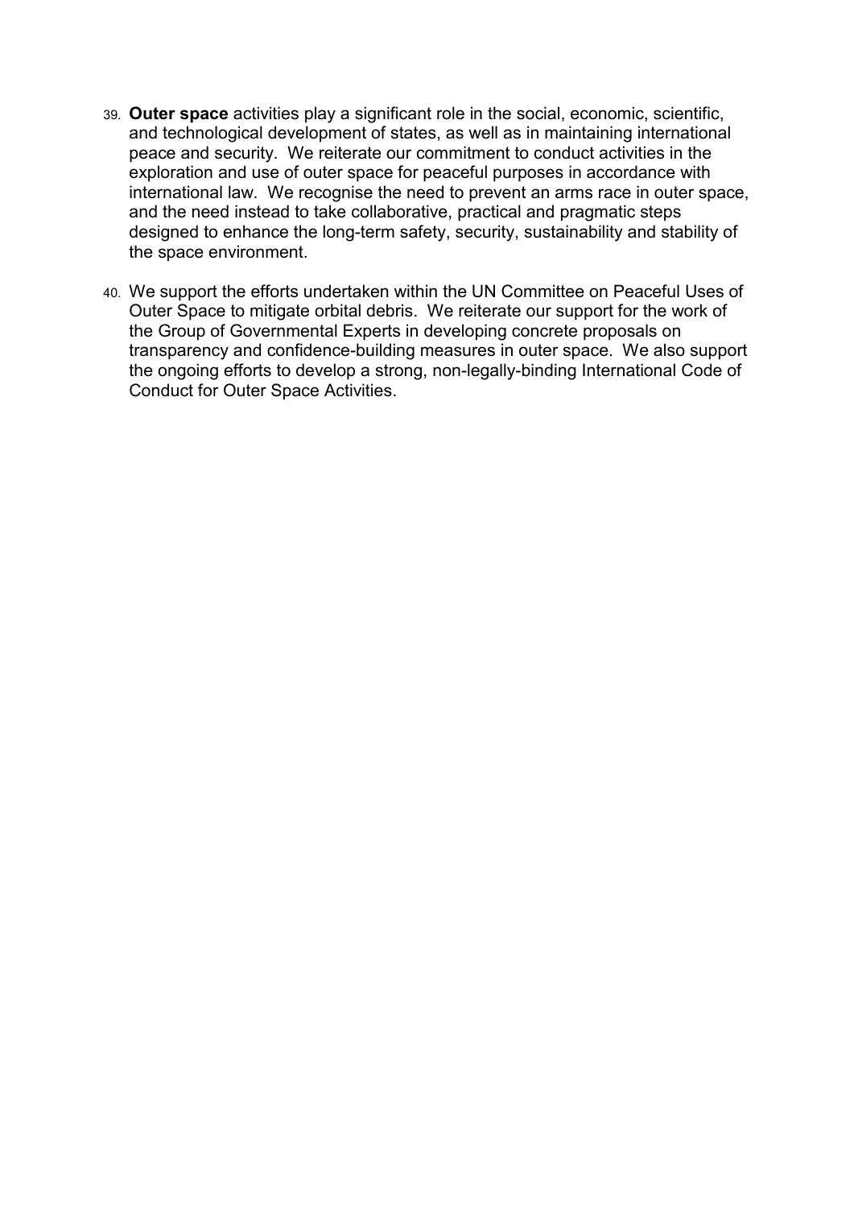39. **Outer space** activities play a significant role in the social, economic, scientific, and technological development of states, as well as in maintaining international peace and security. We reiterate our commitment to conduct activities in the exploration and use of outer space for peaceful purposes in accordance with international law. We recognise the need to prevent an arms race in outer space, and the need instead to take collaborative, practical and pragmatic steps designed to enhance the long-term safety, security, sustainability and stability of the space environment.

40. We support the efforts undertaken within the UN Committee on Peaceful Uses of Outer Space to mitigate orbital debris. We reiterate our support for the work of the Group of Governmental Experts in developing concrete proposals on transparency and confidence-building measures in outer space. We also support the ongoing efforts to develop a strong, non-legally-binding International Code of Conduct for Outer Space Activities.